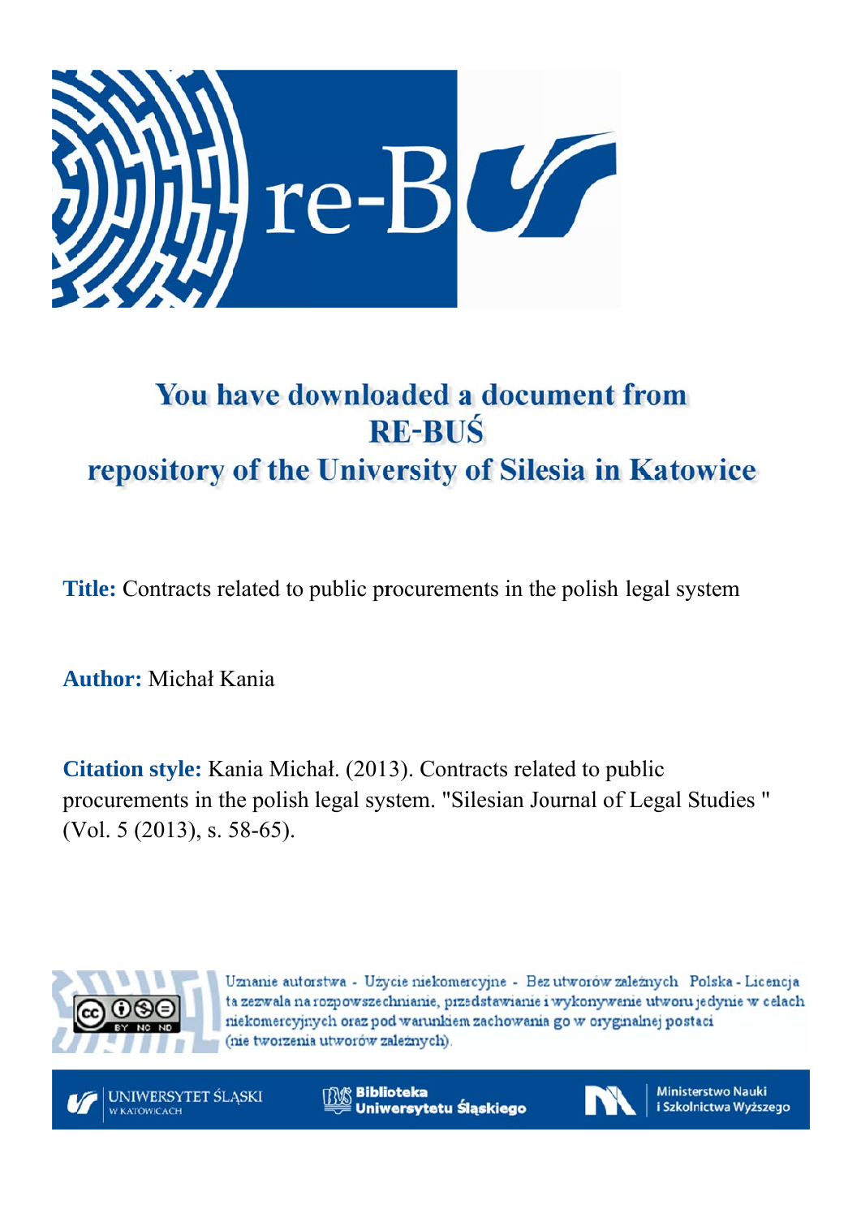# You have downloaded a document from RE-BUŚ repository of the University of Silesia in Katowice

**Title:** Contracts related to public procurements in the polish legal system

**Author:** Michał Kania

**Citation style:** Kania Michał. (2013). Contracts related to public procurements in the polish legal system. "Silesian Journal of Legal Studies " (Vol. 5 (2013), s. 58-65).

Uznanie autorstwa - Użycie niekomercyjne - Bez utworów zależnych Polska - Licencja ta zezwala na rozpowszechnianie, przedstawianie i wykonywanie utworu jedynie w celach niekomercyjnych oraz pod warunkiem zachowania go w oryginalnej postaci (nie tworzenia utworów zależnych).

UNIWERSYTET ŚLĄSKI W KATOWICACH

Biblioteka Uniwersytetu Śląskiego

Ministerstwo Nauki i Szkolnictwa Wyższego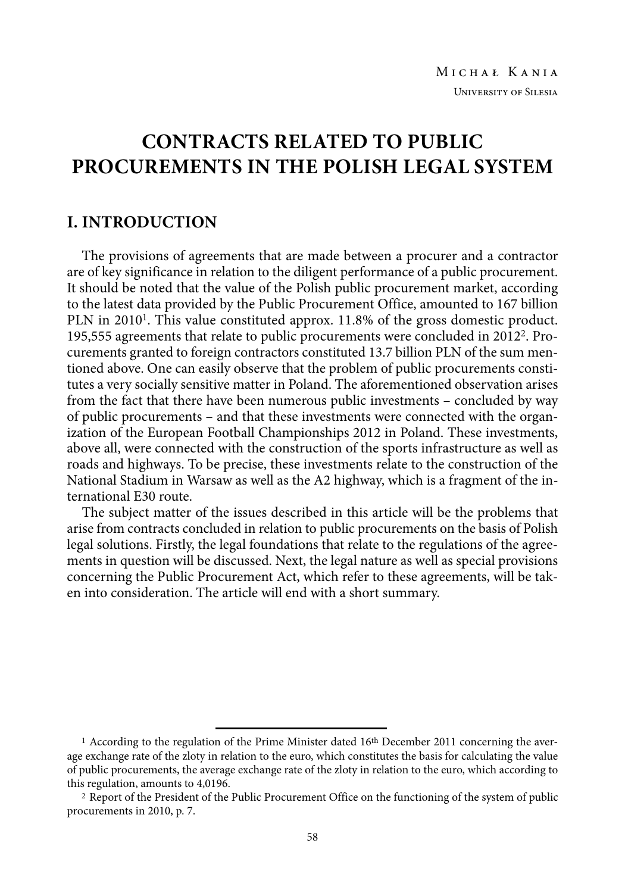Michał Kania

University of Silesia

# CONTRACTS RELATED TO PUBLIC PROCUREMENTS IN THE POLISH LEGAL SYSTEM

## I. INTRODUCTION

The provisions of agreements that are made between a procurer and a contractor are of key significance in relation to the diligent performance of a public procurement. It should be noted that the value of the Polish public procurement market, according to the latest data provided by the Public Procurement Office, amounted to 167 billion PLN in 2010[1]. This value constituted approx. 11.8% of the gross domestic product. 195,555 agreements that relate to public procurements were concluded in 2012[2]. Procurements granted to foreign contractors constituted 13.7 billion PLN of the sum mentioned above. One can easily observe that the problem of public procurements constitutes a very socially sensitive matter in Poland. The aforementioned observation arises from the fact that there have been numerous public investments – concluded by way of public procurements – and that these investments were connected with the organization of the European Football Championships 2012 in Poland. These investments, above all, were connected with the construction of the sports infrastructure as well as roads and highways. To be precise, these investments relate to the construction of the National Stadium in Warsaw as well as the A2 highway, which is a fragment of the international E30 route.

The subject matter of the issues described in this article will be the problems that arise from contracts concluded in relation to public procurements on the basis of Polish legal solutions. Firstly, the legal foundations that relate to the regulations of the agreements in question will be discussed. Next, the legal nature as well as special provisions concerning the Public Procurement Act, which refer to these agreements, will be taken into consideration. The article will end with a short summary.

---

[1] According to the regulation of the Prime Minister dated 16th December 2011 concerning the average exchange rate of the zloty in relation to the euro, which constitutes the basis for calculating the value of public procurements, the average exchange rate of the zloty in relation to the euro, which according to this regulation, amounts to 4,0196.

[2] Report of the President of the Public Procurement Office on the functioning of the system of public procurements in 2010, p. 7.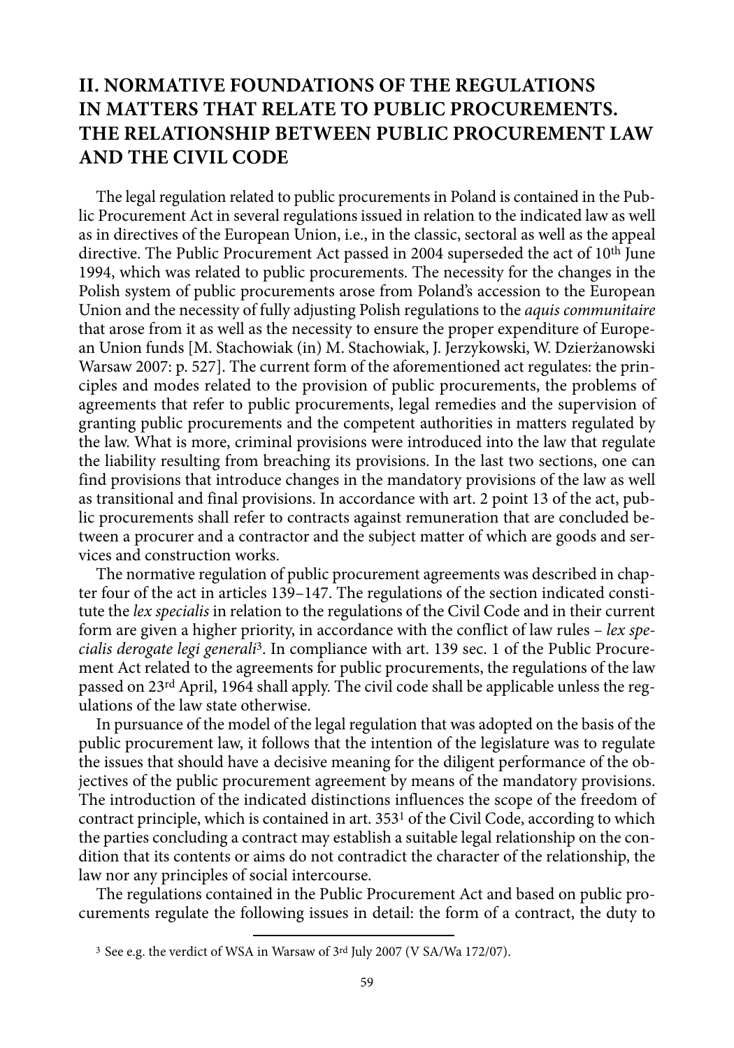## II. NORMATIVE FOUNDATIONS OF THE REGULATIONS IN MATTERS THAT RELATE TO PUBLIC PROCUREMENTS. THE RELATIONSHIP BETWEEN PUBLIC PROCUREMENT LAW AND THE CIVIL CODE

The legal regulation related to public procurements in Poland is contained in the Public Procurement Act in several regulations issued in relation to the indicated law as well as in directives of the European Union, i.e., in the classic, sectoral as well as the appeal directive. The Public Procurement Act passed in 2004 superseded the act of 10th June 1994, which was related to public procurements. The necessity for the changes in the Polish system of public procurements arose from Poland's accession to the European Union and the necessity of fully adjusting Polish regulations to the *aquis communitaire* that arose from it as well as the necessity to ensure the proper expenditure of European Union funds [M. Stachowiak (in) M. Stachowiak, J. Jerzykowski, W. Dzierżanowski Warsaw 2007: p. 527]. The current form of the aforementioned act regulates: the principles and modes related to the provision of public procurements, the problems of agreements that refer to public procurements, legal remedies and the supervision of granting public procurements and the competent authorities in matters regulated by the law. What is more, criminal provisions were introduced into the law that regulate the liability resulting from breaching its provisions. In the last two sections, one can find provisions that introduce changes in the mandatory provisions of the law as well as transitional and final provisions. In accordance with art. 2 point 13 of the act, public procurements shall refer to contracts against remuneration that are concluded between a procurer and a contractor and the subject matter of which are goods and services and construction works.

The normative regulation of public procurement agreements was described in chapter four of the act in articles 139–147. The regulations of the section indicated constitute the *lex specialis* in relation to the regulations of the Civil Code and in their current form are given a higher priority, in accordance with the conflict of law rules – *lex specialis derogate legi generali*[3]. In compliance with art. 139 sec. 1 of the Public Procurement Act related to the agreements for public procurements, the regulations of the law passed on 23rd April, 1964 shall apply. The civil code shall be applicable unless the regulations of the law state otherwise.

In pursuance of the model of the legal regulation that was adopted on the basis of the public procurement law, it follows that the intention of the legislature was to regulate the issues that should have a decisive meaning for the diligent performance of the objectives of the public procurement agreement by means of the mandatory provisions. The introduction of the indicated distinctions influences the scope of the freedom of contract principle, which is contained in art. 353[1] of the Civil Code, according to which the parties concluding a contract may establish a suitable legal relationship on the condition that its contents or aims do not contradict the character of the relationship, the law nor any principles of social intercourse.

The regulations contained in the Public Procurement Act and based on public procurements regulate the following issues in detail: the form of a contract, the duty to

[3] See e.g. the verdict of WSA in Warsaw of 3rd July 2007 (V SA/Wa 172/07).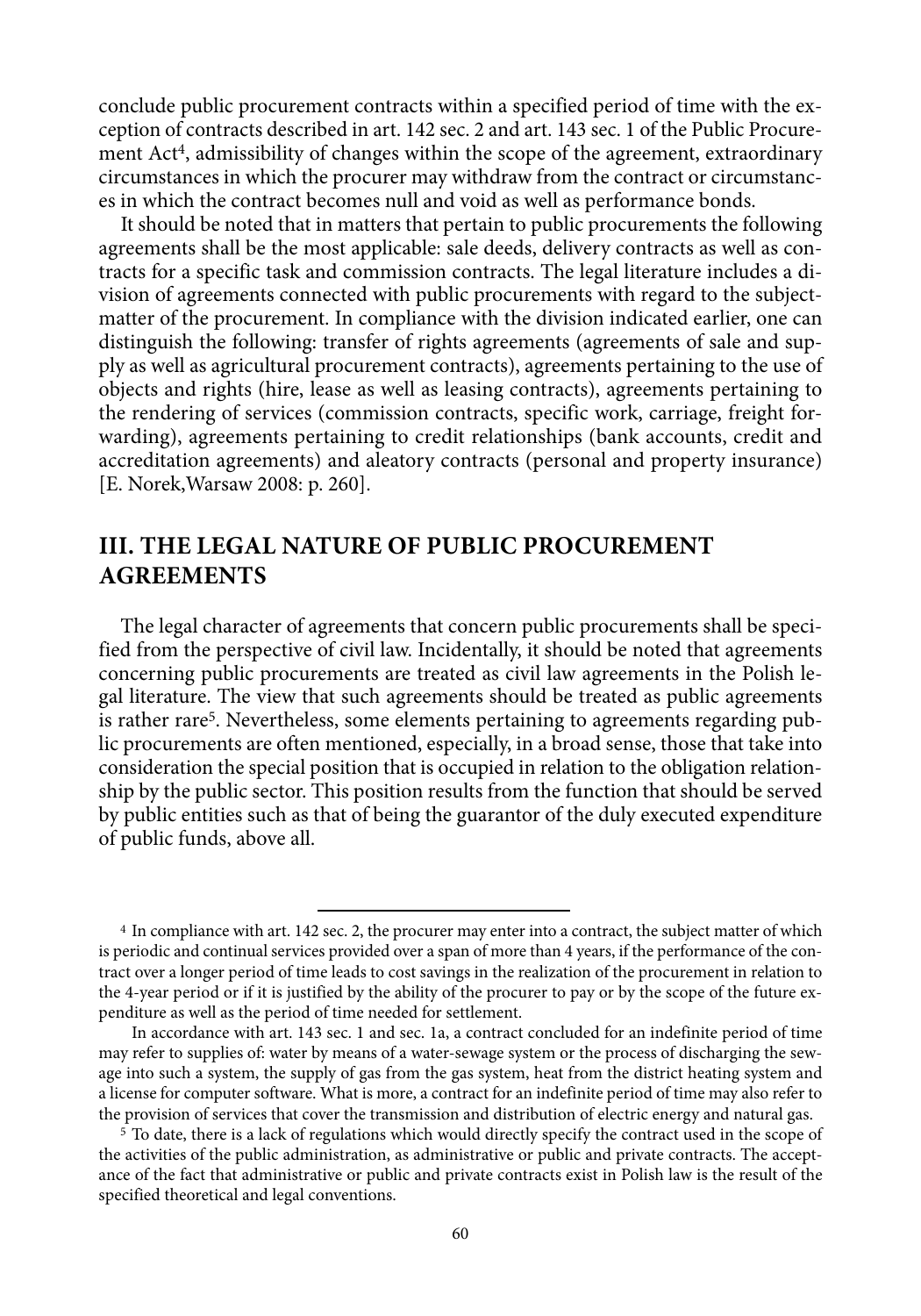conclude public procurement contracts within a specified period of time with the exception of contracts described in art. 142 sec. 2 and art. 143 sec. 1 of the Public Procurement Act[4], admissibility of changes within the scope of the agreement, extraordinary circumstances in which the procurer may withdraw from the contract or circumstances in which the contract becomes null and void as well as performance bonds.

It should be noted that in matters that pertain to public procurements the following agreements shall be the most applicable: sale deeds, delivery contracts as well as contracts for a specific task and commission contracts. The legal literature includes a division of agreements connected with public procurements with regard to the subject-matter of the procurement. In compliance with the division indicated earlier, one can distinguish the following: transfer of rights agreements (agreements of sale and supply as well as agricultural procurement contracts), agreements pertaining to the use of objects and rights (hire, lease as well as leasing contracts), agreements pertaining to the rendering of services (commission contracts, specific work, carriage, freight forwarding), agreements pertaining to credit relationships (bank accounts, credit and accreditation agreements) and aleatory contracts (personal and property insurance) [E. Norek,Warsaw 2008: p. 260].

## III. THE LEGAL NATURE OF PUBLIC PROCUREMENT AGREEMENTS

The legal character of agreements that concern public procurements shall be specified from the perspective of civil law. Incidentally, it should be noted that agreements concerning public procurements are treated as civil law agreements in the Polish legal literature. The view that such agreements should be treated as public agreements is rather rare[5]. Nevertheless, some elements pertaining to agreements regarding public procurements are often mentioned, especially, in a broad sense, those that take into consideration the special position that is occupied in relation to the obligation relationship by the public sector. This position results from the function that should be served by public entities such as that of being the guarantor of the duly executed expenditure of public funds, above all.

---

[4] In compliance with art. 142 sec. 2, the procurer may enter into a contract, the subject matter of which is periodic and continual services provided over a span of more than 4 years, if the performance of the contract over a longer period of time leads to cost savings in the realization of the procurement in relation to the 4-year period or if it is justified by the ability of the procurer to pay or by the scope of the future expenditure as well as the period of time needed for settlement.

In accordance with art. 143 sec. 1 and sec. 1a, a contract concluded for an indefinite period of time may refer to supplies of: water by means of a water-sewage system or the process of discharging the sewage into such a system, the supply of gas from the gas system, heat from the district heating system and a license for computer software. What is more, a contract for an indefinite period of time may also refer to the provision of services that cover the transmission and distribution of electric energy and natural gas.

[5] To date, there is a lack of regulations which would directly specify the contract used in the scope of the activities of the public administration, as administrative or public and private contracts. The acceptance of the fact that administrative or public and private contracts exist in Polish law is the result of the specified theoretical and legal conventions.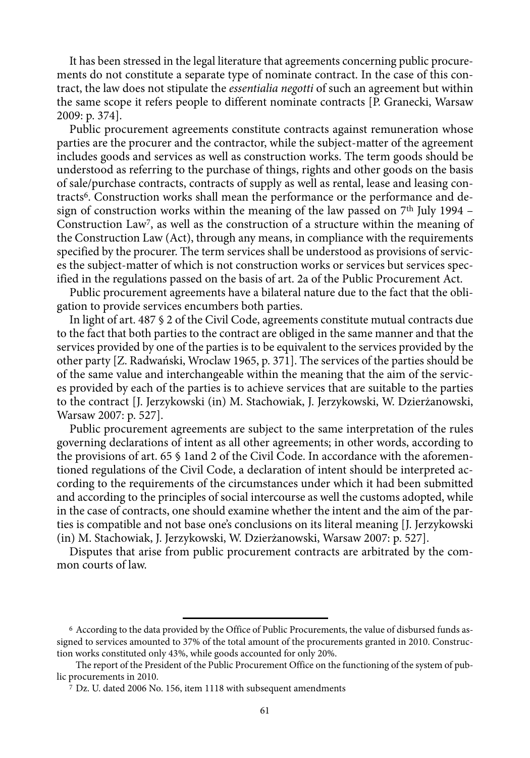It has been stressed in the legal literature that agreements concerning public procurements do not constitute a separate type of nominate contract. In the case of this contract, the law does not stipulate the *essentialia negotti* of such an agreement but within the same scope it refers people to different nominate contracts [P. Granecki, Warsaw 2009: p. 374].

Public procurement agreements constitute contracts against remuneration whose parties are the procurer and the contractor, while the subject-matter of the agreement includes goods and services as well as construction works. The term goods should be understood as referring to the purchase of things, rights and other goods on the basis of sale/purchase contracts, contracts of supply as well as rental, lease and leasing contracts[6]. Construction works shall mean the performance or the performance and design of construction works within the meaning of the law passed on 7th July 1994 – Construction Law[7], as well as the construction of a structure within the meaning of the Construction Law (Act), through any means, in compliance with the requirements specified by the procurer. The term services shall be understood as provisions of services the subject-matter of which is not construction works or services but services specified in the regulations passed on the basis of art. 2a of the Public Procurement Act.

Public procurement agreements have a bilateral nature due to the fact that the obligation to provide services encumbers both parties.

In light of art. 487 § 2 of the Civil Code, agreements constitute mutual contracts due to the fact that both parties to the contract are obliged in the same manner and that the services provided by one of the parties is to be equivalent to the services provided by the other party [Z. Radwański, Wroclaw 1965, p. 371]. The services of the parties should be of the same value and interchangeable within the meaning that the aim of the services provided by each of the parties is to achieve services that are suitable to the parties to the contract [J. Jerzykowski (in) M. Stachowiak, J. Jerzykowski, W. Dzierżanowski, Warsaw 2007: p. 527].

Public procurement agreements are subject to the same interpretation of the rules governing declarations of intent as all other agreements; in other words, according to the provisions of art. 65 § 1and 2 of the Civil Code. In accordance with the aforementioned regulations of the Civil Code, a declaration of intent should be interpreted according to the requirements of the circumstances under which it had been submitted and according to the principles of social intercourse as well the customs adopted, while in the case of contracts, one should examine whether the intent and the aim of the parties is compatible and not base one's conclusions on its literal meaning [J. Jerzykowski (in) M. Stachowiak, J. Jerzykowski, W. Dzierżanowski, Warsaw 2007: p. 527].

Disputes that arise from public procurement contracts are arbitrated by the common courts of law.

---

[6] According to the data provided by the Office of Public Procurements, the value of disbursed funds assigned to services amounted to 37% of the total amount of the procurements granted in 2010. Construction works constituted only 43%, while goods accounted for only 20%.

The report of the President of the Public Procurement Office on the functioning of the system of public procurements in 2010.

[7] Dz. U. dated 2006 No. 156, item 1118 with subsequent amendments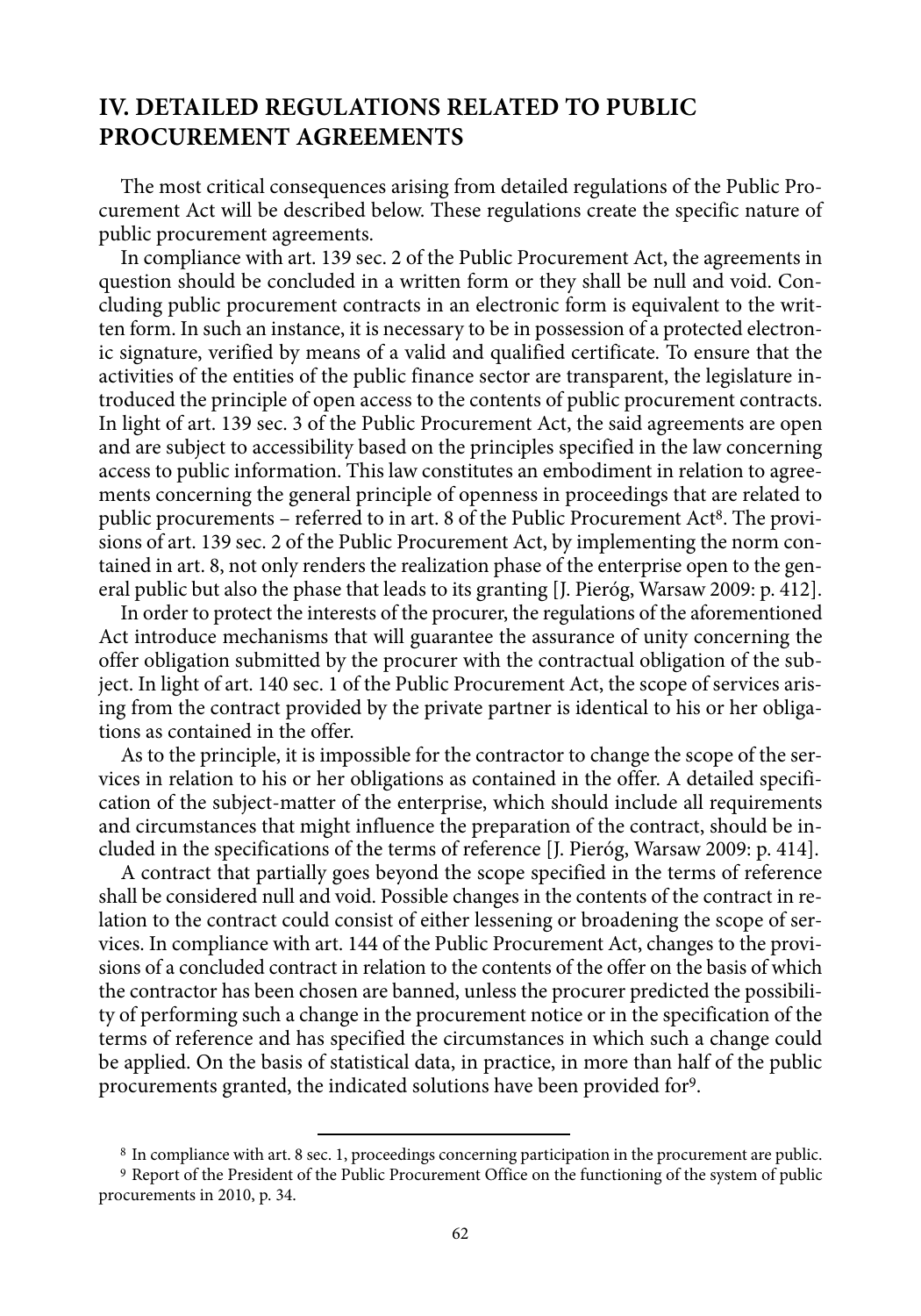## IV. DETAILED REGULATIONS RELATED TO PUBLIC PROCUREMENT AGREEMENTS

The most critical consequences arising from detailed regulations of the Public Procurement Act will be described below. These regulations create the specific nature of public procurement agreements.

In compliance with art. 139 sec. 2 of the Public Procurement Act, the agreements in question should be concluded in a written form or they shall be null and void. Concluding public procurement contracts in an electronic form is equivalent to the written form. In such an instance, it is necessary to be in possession of a protected electronic signature, verified by means of a valid and qualified certificate. To ensure that the activities of the entities of the public finance sector are transparent, the legislature introduced the principle of open access to the contents of public procurement contracts. In light of art. 139 sec. 3 of the Public Procurement Act, the said agreements are open and are subject to accessibility based on the principles specified in the law concerning access to public information. This law constitutes an embodiment in relation to agreements concerning the general principle of openness in proceedings that are related to public procurements – referred to in art. 8 of the Public Procurement Act[8]. The provisions of art. 139 sec. 2 of the Public Procurement Act, by implementing the norm contained in art. 8, not only renders the realization phase of the enterprise open to the general public but also the phase that leads to its granting [J. Pieróg, Warsaw 2009: p. 412].

In order to protect the interests of the procurer, the regulations of the aforementioned Act introduce mechanisms that will guarantee the assurance of unity concerning the offer obligation submitted by the procurer with the contractual obligation of the subject. In light of art. 140 sec. 1 of the Public Procurement Act, the scope of services arising from the contract provided by the private partner is identical to his or her obligations as contained in the offer.

As to the principle, it is impossible for the contractor to change the scope of the services in relation to his or her obligations as contained in the offer. A detailed specification of the subject-matter of the enterprise, which should include all requirements and circumstances that might influence the preparation of the contract, should be included in the specifications of the terms of reference [J. Pieróg, Warsaw 2009: p. 414].

A contract that partially goes beyond the scope specified in the terms of reference shall be considered null and void. Possible changes in the contents of the contract in relation to the contract could consist of either lessening or broadening the scope of services. In compliance with art. 144 of the Public Procurement Act, changes to the provisions of a concluded contract in relation to the contents of the offer on the basis of which the contractor has been chosen are banned, unless the procurer predicted the possibility of performing such a change in the procurement notice or in the specification of the terms of reference and has specified the circumstances in which such a change could be applied. On the basis of statistical data, in practice, in more than half of the public procurements granted, the indicated solutions have been provided for[9].

---

[8] In compliance with art. 8 sec. 1, proceedings concerning participation in the procurement are public.

[9] Report of the President of the Public Procurement Office on the functioning of the system of public procurements in 2010, p. 34.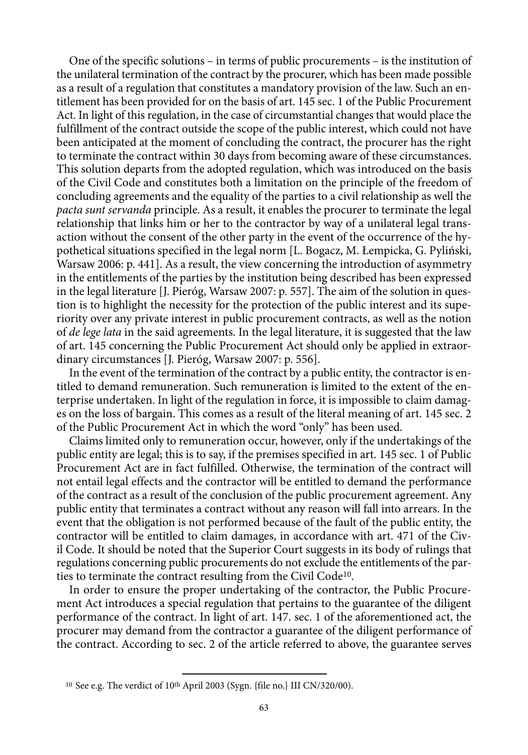One of the specific solutions – in terms of public procurements – is the institution of the unilateral termination of the contract by the procurer, which has been made possible as a result of a regulation that constitutes a mandatory provision of the law. Such an entitlement has been provided for on the basis of art. 145 sec. 1 of the Public Procurement Act. In light of this regulation, in the case of circumstantial changes that would place the fulfillment of the contract outside the scope of the public interest, which could not have been anticipated at the moment of concluding the contract, the procurer has the right to terminate the contract within 30 days from becoming aware of these circumstances. This solution departs from the adopted regulation, which was introduced on the basis of the Civil Code and constitutes both a limitation on the principle of the freedom of concluding agreements and the equality of the parties to a civil relationship as well the *pacta sunt servanda* principle. As a result, it enables the procurer to terminate the legal relationship that links him or her to the contractor by way of a unilateral legal transaction without the consent of the other party in the event of the occurrence of the hypothetical situations specified in the legal norm [L. Bogacz, M. Łempicka, G. Pyliński, Warsaw 2006: p. 441]. As a result, the view concerning the introduction of asymmetry in the entitlements of the parties by the institution being described has been expressed in the legal literature [J. Pieróg, Warsaw 2007: p. 557]. The aim of the solution in question is to highlight the necessity for the protection of the public interest and its superiority over any private interest in public procurement contracts, as well as the notion of *de lege lata* in the said agreements. In the legal literature, it is suggested that the law of art. 145 concerning the Public Procurement Act should only be applied in extraordinary circumstances [J. Pieróg, Warsaw 2007: p. 556].

In the event of the termination of the contract by a public entity, the contractor is entitled to demand remuneration. Such remuneration is limited to the extent of the enterprise undertaken. In light of the regulation in force, it is impossible to claim damages on the loss of bargain. This comes as a result of the literal meaning of art. 145 sec. 2 of the Public Procurement Act in which the word "only" has been used.

Claims limited only to remuneration occur, however, only if the undertakings of the public entity are legal; this is to say, if the premises specified in art. 145 sec. 1 of Public Procurement Act are in fact fulfilled. Otherwise, the termination of the contract will not entail legal effects and the contractor will be entitled to demand the performance of the contract as a result of the conclusion of the public procurement agreement. Any public entity that terminates a contract without any reason will fall into arrears. In the event that the obligation is not performed because of the fault of the public entity, the contractor will be entitled to claim damages, in accordance with art. 471 of the Civil Code. It should be noted that the Superior Court suggests in its body of rulings that regulations concerning public procurements do not exclude the entitlements of the parties to terminate the contract resulting from the Civil Code[10].

In order to ensure the proper undertaking of the contractor, the Public Procurement Act introduces a special regulation that pertains to the guarantee of the diligent performance of the contract. In light of art. 147. sec. 1 of the aforementioned act, the procurer may demand from the contractor a guarantee of the diligent performance of the contract. According to sec. 2 of the article referred to above, the guarantee serves

[10] See e.g. The verdict of 10th April 2003 (Sygn. {file no.} III CN/320/00).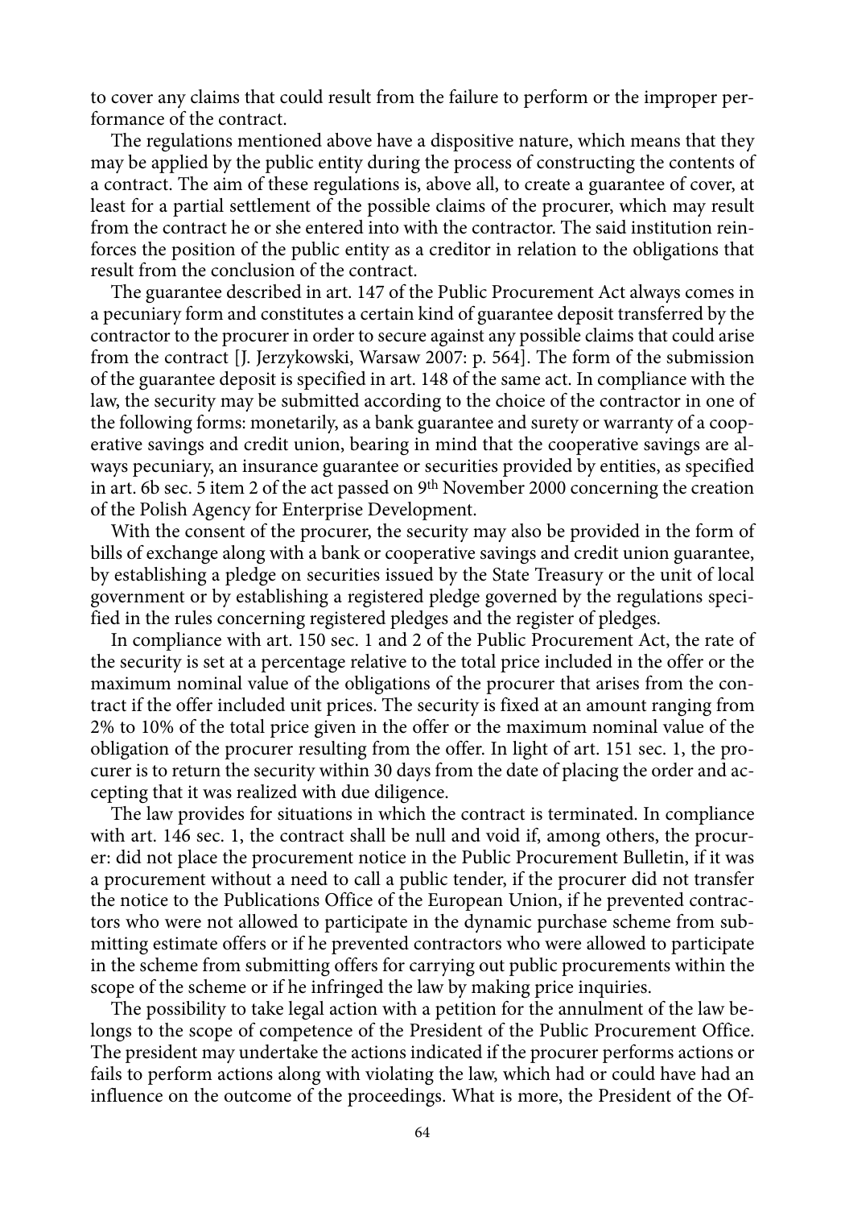to cover any claims that could result from the failure to perform or the improper performance of the contract.

The regulations mentioned above have a dispositive nature, which means that they may be applied by the public entity during the process of constructing the contents of a contract. The aim of these regulations is, above all, to create a guarantee of cover, at least for a partial settlement of the possible claims of the procurer, which may result from the contract he or she entered into with the contractor. The said institution reinforces the position of the public entity as a creditor in relation to the obligations that result from the conclusion of the contract.

The guarantee described in art. 147 of the Public Procurement Act always comes in a pecuniary form and constitutes a certain kind of guarantee deposit transferred by the contractor to the procurer in order to secure against any possible claims that could arise from the contract [J. Jerzykowski, Warsaw 2007: p. 564]. The form of the submission of the guarantee deposit is specified in art. 148 of the same act. In compliance with the law, the security may be submitted according to the choice of the contractor in one of the following forms: monetarily, as a bank guarantee and surety or warranty of a cooperative savings and credit union, bearing in mind that the cooperative savings are always pecuniary, an insurance guarantee or securities provided by entities, as specified in art. 6b sec. 5 item 2 of the act passed on 9th November 2000 concerning the creation of the Polish Agency for Enterprise Development.

With the consent of the procurer, the security may also be provided in the form of bills of exchange along with a bank or cooperative savings and credit union guarantee, by establishing a pledge on securities issued by the State Treasury or the unit of local government or by establishing a registered pledge governed by the regulations specified in the rules concerning registered pledges and the register of pledges.

In compliance with art. 150 sec. 1 and 2 of the Public Procurement Act, the rate of the security is set at a percentage relative to the total price included in the offer or the maximum nominal value of the obligations of the procurer that arises from the contract if the offer included unit prices. The security is fixed at an amount ranging from 2% to 10% of the total price given in the offer or the maximum nominal value of the obligation of the procurer resulting from the offer. In light of art. 151 sec. 1, the procurer is to return the security within 30 days from the date of placing the order and accepting that it was realized with due diligence.

The law provides for situations in which the contract is terminated. In compliance with art. 146 sec. 1, the contract shall be null and void if, among others, the procurer: did not place the procurement notice in the Public Procurement Bulletin, if it was a procurement without a need to call a public tender, if the procurer did not transfer the notice to the Publications Office of the European Union, if he prevented contractors who were not allowed to participate in the dynamic purchase scheme from submitting estimate offers or if he prevented contractors who were allowed to participate in the scheme from submitting offers for carrying out public procurements within the scope of the scheme or if he infringed the law by making price inquiries.

The possibility to take legal action with a petition for the annulment of the law belongs to the scope of competence of the President of the Public Procurement Office. The president may undertake the actions indicated if the procurer performs actions or fails to perform actions along with violating the law, which had or could have had an influence on the outcome of the proceedings. What is more, the President of the Of-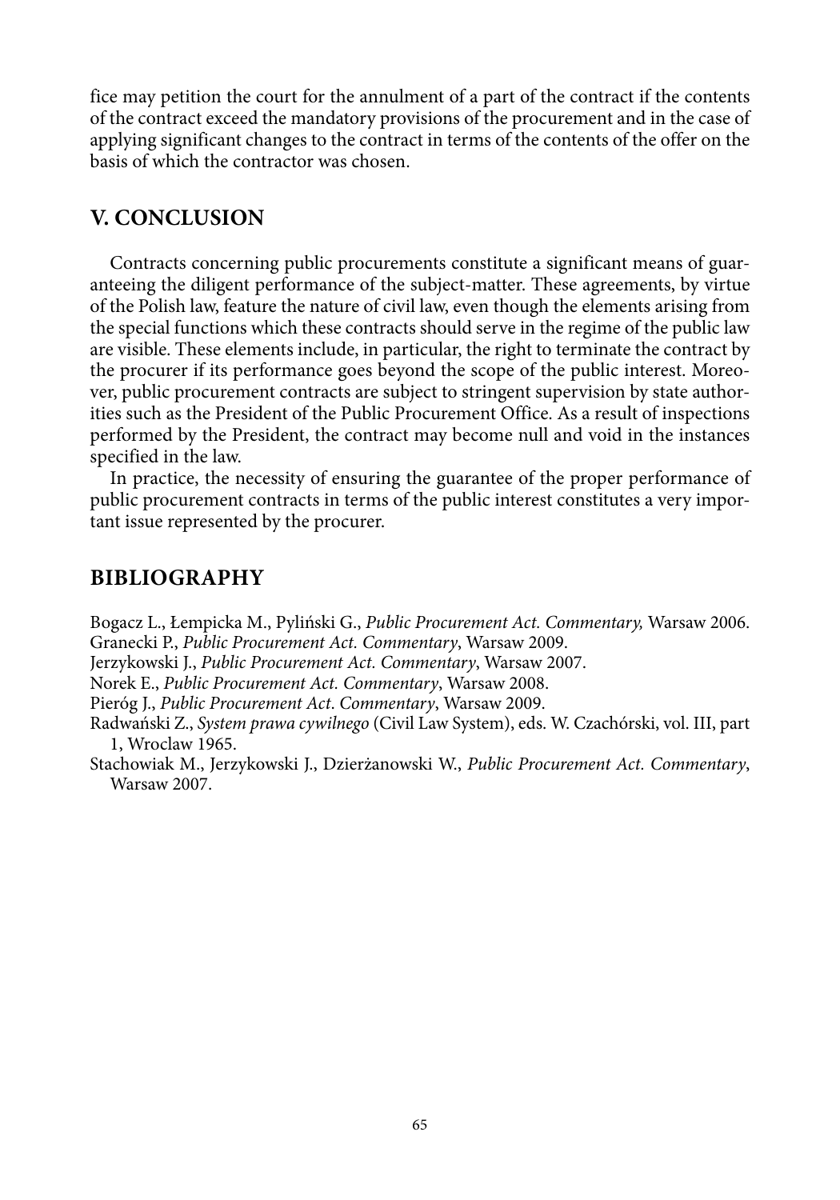fice may petition the court for the annulment of a part of the contract if the contents of the contract exceed the mandatory provisions of the procurement and in the case of applying significant changes to the contract in terms of the contents of the offer on the basis of which the contractor was chosen.

## V. CONCLUSION

Contracts concerning public procurements constitute a significant means of guaranteeing the diligent performance of the subject-matter. These agreements, by virtue of the Polish law, feature the nature of civil law, even though the elements arising from the special functions which these contracts should serve in the regime of the public law are visible. These elements include, in particular, the right to terminate the contract by the procurer if its performance goes beyond the scope of the public interest. Moreover, public procurement contracts are subject to stringent supervision by state authorities such as the President of the Public Procurement Office. As a result of inspections performed by the President, the contract may become null and void in the instances specified in the law.

In practice, the necessity of ensuring the guarantee of the proper performance of public procurement contracts in terms of the public interest constitutes a very important issue represented by the procurer.

## BIBLIOGRAPHY

Bogacz L., Łempicka M., Pyliński G., *Public Procurement Act. Commentary,* Warsaw 2006.

Granecki P., *Public Procurement Act. Commentary*, Warsaw 2009.

Jerzykowski J., *Public Procurement Act. Commentary*, Warsaw 2007.

Norek E., *Public Procurement Act. Commentary*, Warsaw 2008.

Pieróg J., *Public Procurement Act. Commentary*, Warsaw 2009.

Radwański Z., *System prawa cywilnego* (Civil Law System), eds. W. Czachórski, vol. III, part 1, Wroclaw 1965.

Stachowiak M., Jerzykowski J., Dzierżanowski W., *Public Procurement Act. Commentary*, Warsaw 2007.